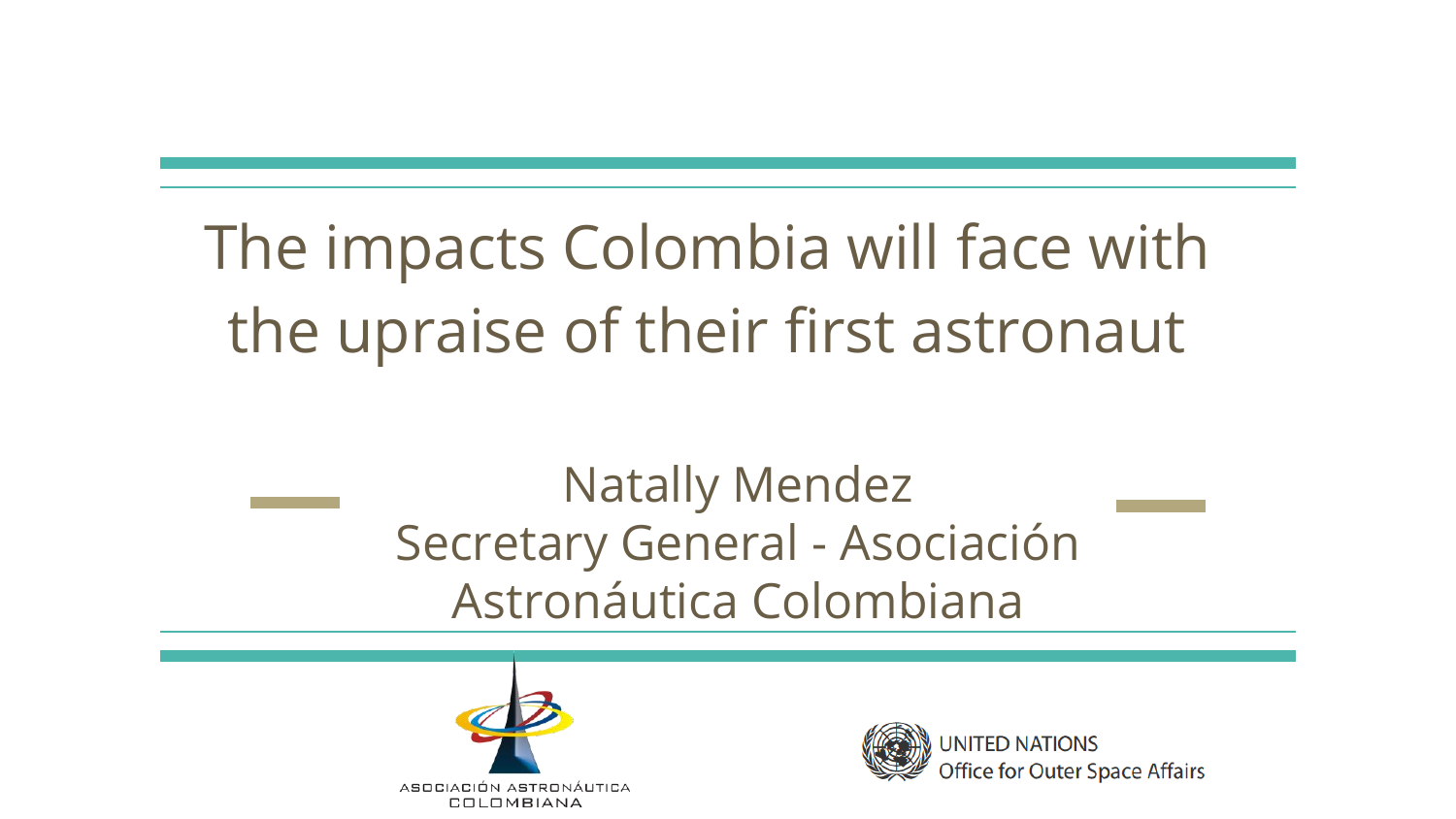# The impacts Colombia will face with the upraise of their first astronaut

Natally Mendez
Secretary General - Asociación Astronáutica Colombiana

ASOCIACIÓN ASTRONÁUTICA COLOMBIANA

UNITED NATIONS
Office for Outer Space Affairs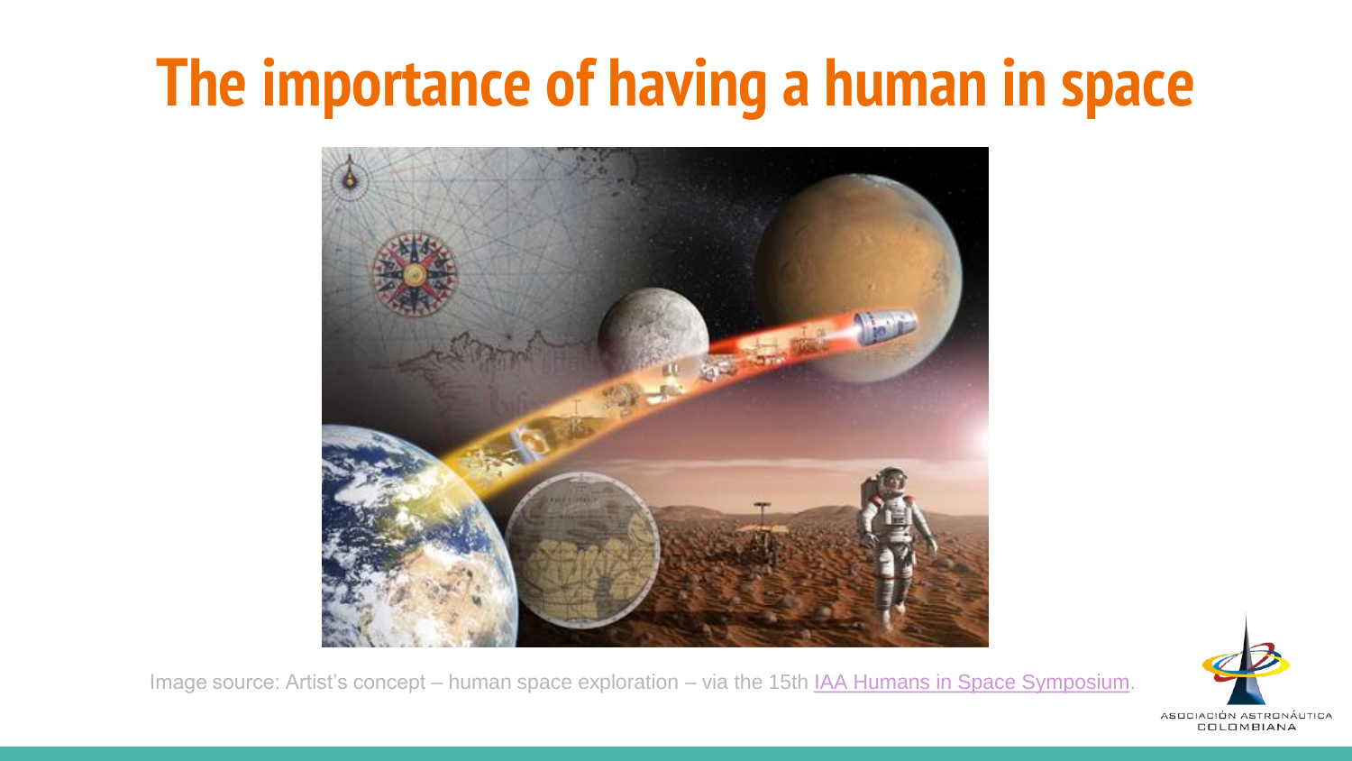# The importance of having a human in space

Image source: Artist's concept – human space exploration – via the 15th [IAA Humans in Space Symposium](IAA Humans in Space Symposium).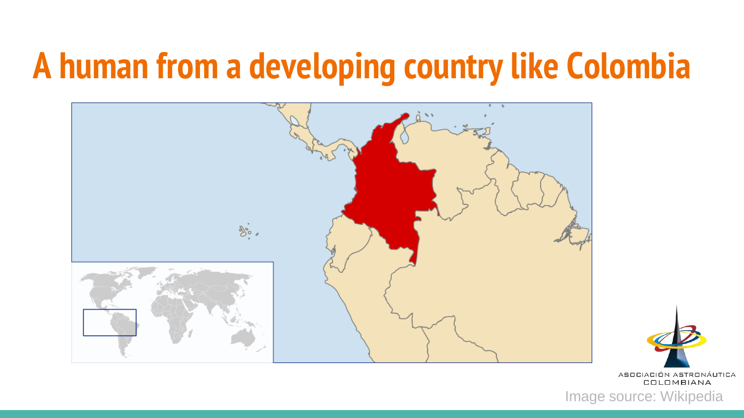# A human from a developing country like Colombia

ASOCIACIÓN ASTRONÁUTICA COLOMBIANA

Image source: Wikipedia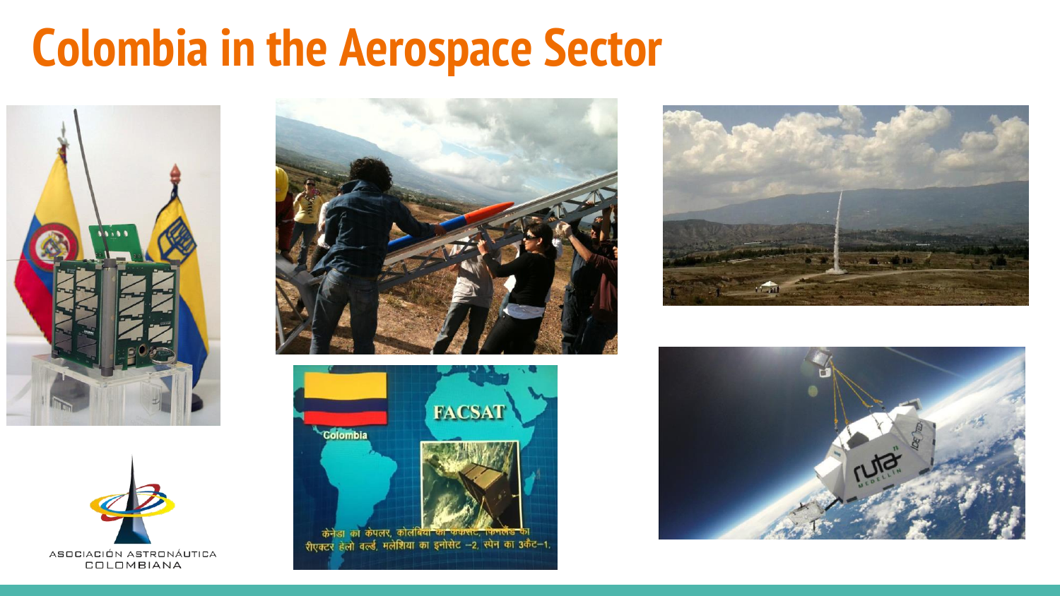# Colombia in the Aerospace Sector

ASOCIACIÓN ASTRONÁUTICA COLOMBIANA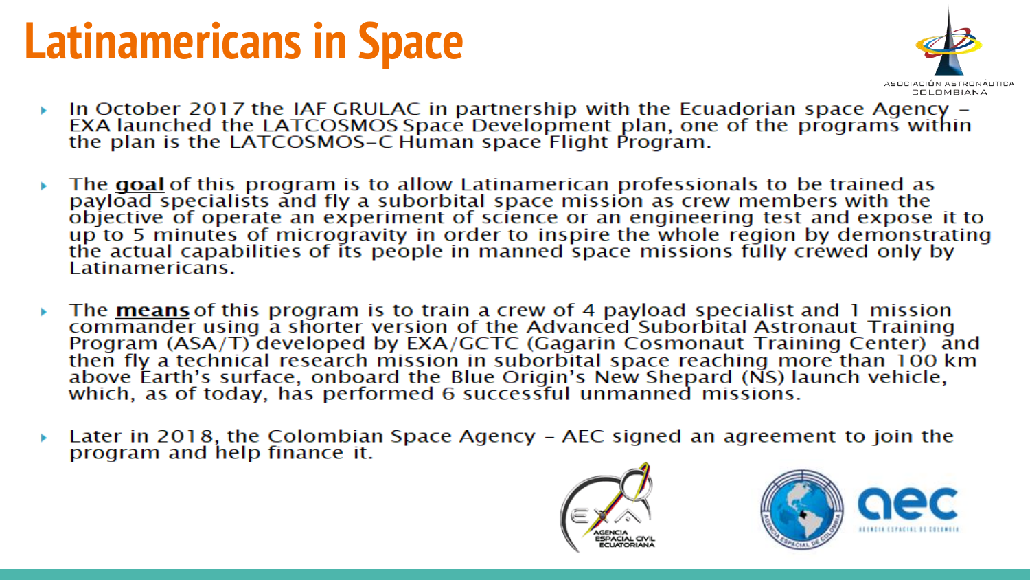# Latinamericans in Space

- In October 2017 the IAF GRULAC in partnership with the Ecuadorian space Agency – EXA launched the LATCOSMOS Space Development plan, one of the programs within the plan is the LATCOSMOS-C Human space Flight Program.
- The **goal** of this program is to allow Latinamerican professionals to be trained as payload specialists and fly a suborbital space mission as crew members with the objective of operate an experiment of science or an engineering test and expose it to up to 5 minutes of microgravity in order to inspire the whole region by demonstrating the actual capabilities of its people in manned space missions fully crewed only by Latinamericans.
- The **means** of this program is to train a crew of 4 payload specialist and 1 mission commander using a shorter version of the Advanced Suborbital Astronaut Training Program (ASA/T) developed by EXA/GCTC (Gagarin Cosmonaut Training Center) and then fly a technical research mission in suborbital space reaching more than 100 km above Earth's surface, onboard the Blue Origin's New Shepard (NS) launch vehicle, which, as of today, has performed 6 successful unmanned missions.
- Later in 2018, the Colombian Space Agency – AEC signed an agreement to join the program and help finance it.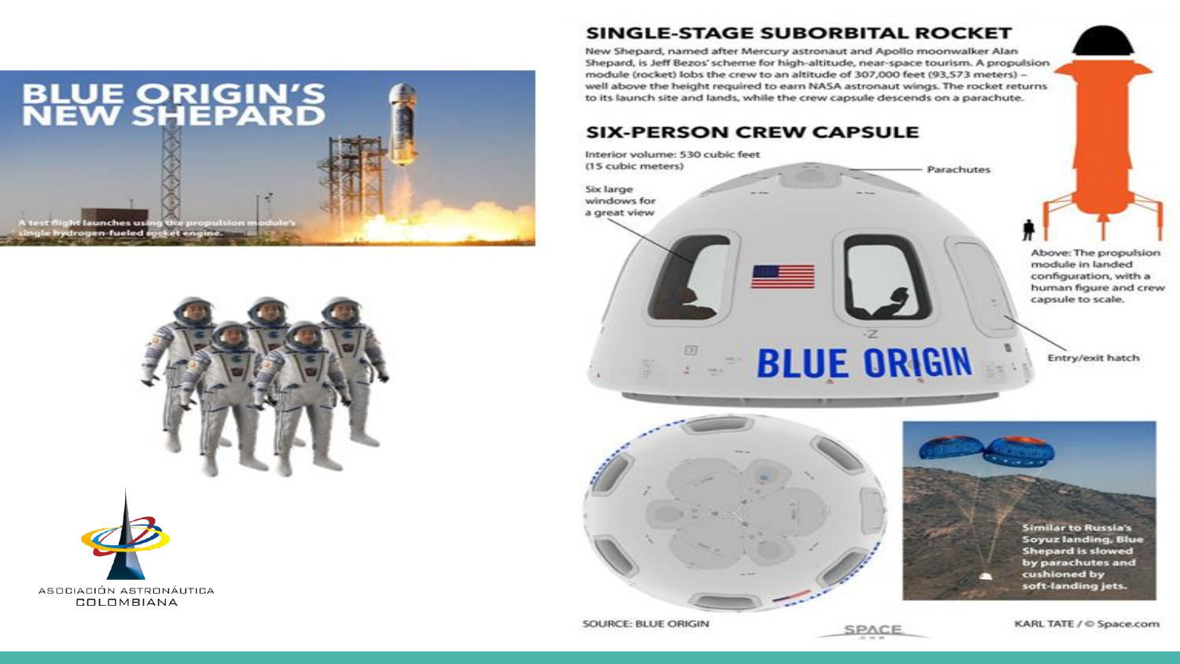# BLUE ORIGIN'S NEW SHEPARD

A test flight launches using the propulsion module's single hydrogen-fueled rocket engine.

ASOCIACIÓN ASTRONÁUTICA COLOMBIANA

## SINGLE-STAGE SUBORBITAL ROCKET

New Shepard, named after Mercury astronaut and Apollo moonwalker Alan Shepard, is Jeff Bezos' scheme for high-altitude, near-space tourism. A propulsion module (rocket) lobs the crew to an altitude of 307,000 feet (93,573 meters) – well above the height required to earn NASA astronaut wings. The rocket returns to its launch site and lands, while the crew capsule descends on a parachute.

## SIX-PERSON CREW CAPSULE

Interior volume: 530 cubic feet (15 cubic meters)

Parachutes

Six large windows for a great view

Above: The propulsion module in landed configuration, with a human figure and crew capsule to scale.

Entry/exit hatch

BLUE ORIGIN

Similar to Russia's Soyuz landing, Blue Shepard is slowed by parachutes and cushioned by soft-landing jets.

SOURCE: BLUE ORIGIN

SPACE

KARL TATE / © Space.com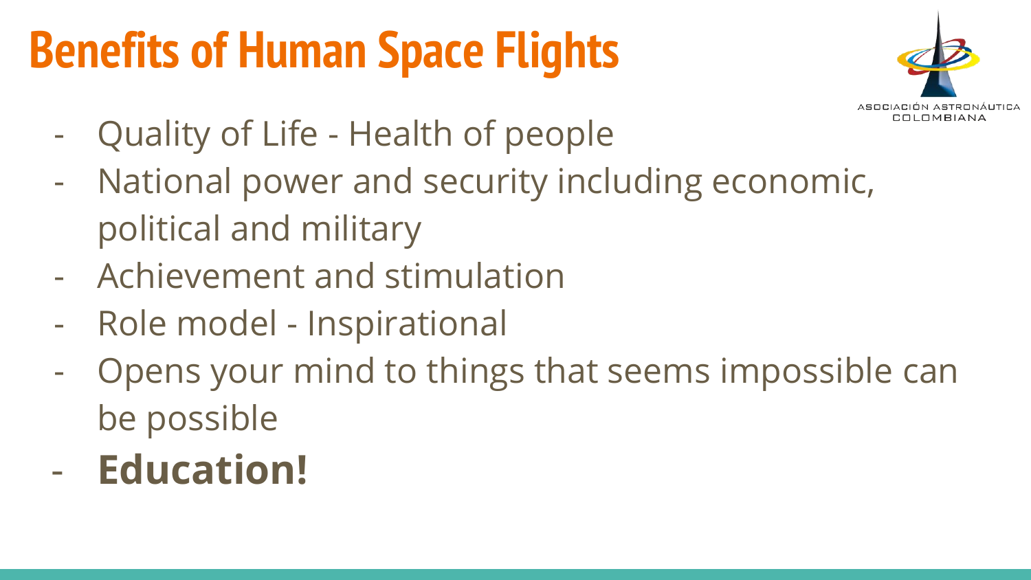# Benefits of Human Space Flights

ASOCIACIÓN ASTRONÁUTICA COLOMBIANA

- Quality of Life - Health of people
- National power and security including economic, political and military
- Achievement and stimulation
- Role model - Inspirational
- Opens your mind to things that seems impossible can be possible
- **Education!**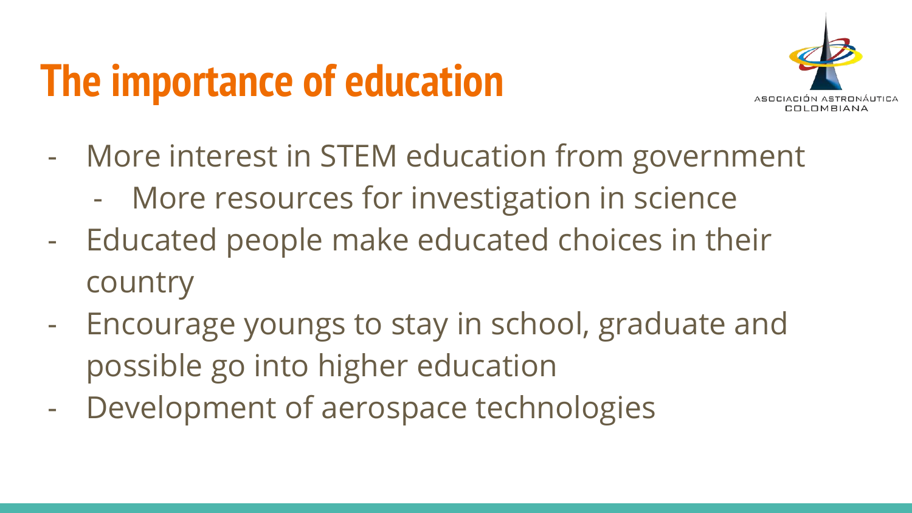# The importance of education

ASOCIACIÓN ASTRONÁUTICA COLOMBIANA

- More interest in STEM education from government
  - More resources for investigation in science
- Educated people make educated choices in their country
- Encourage youngs to stay in school, graduate and possible go into higher education
- Development of aerospace technologies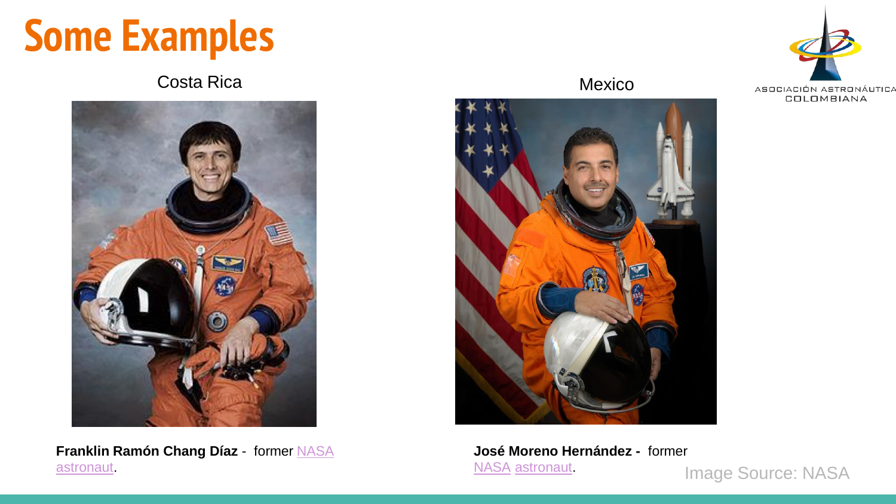# Some Examples

ASOCIACIÓN ASTRONÁUTICA COLOMBIANA

Costa Rica

**Franklin Ramón Chang Díaz** - former NASA astronaut.

Mexico

**José Moreno Hernández -** former NASA astronaut.

Image Source: NASA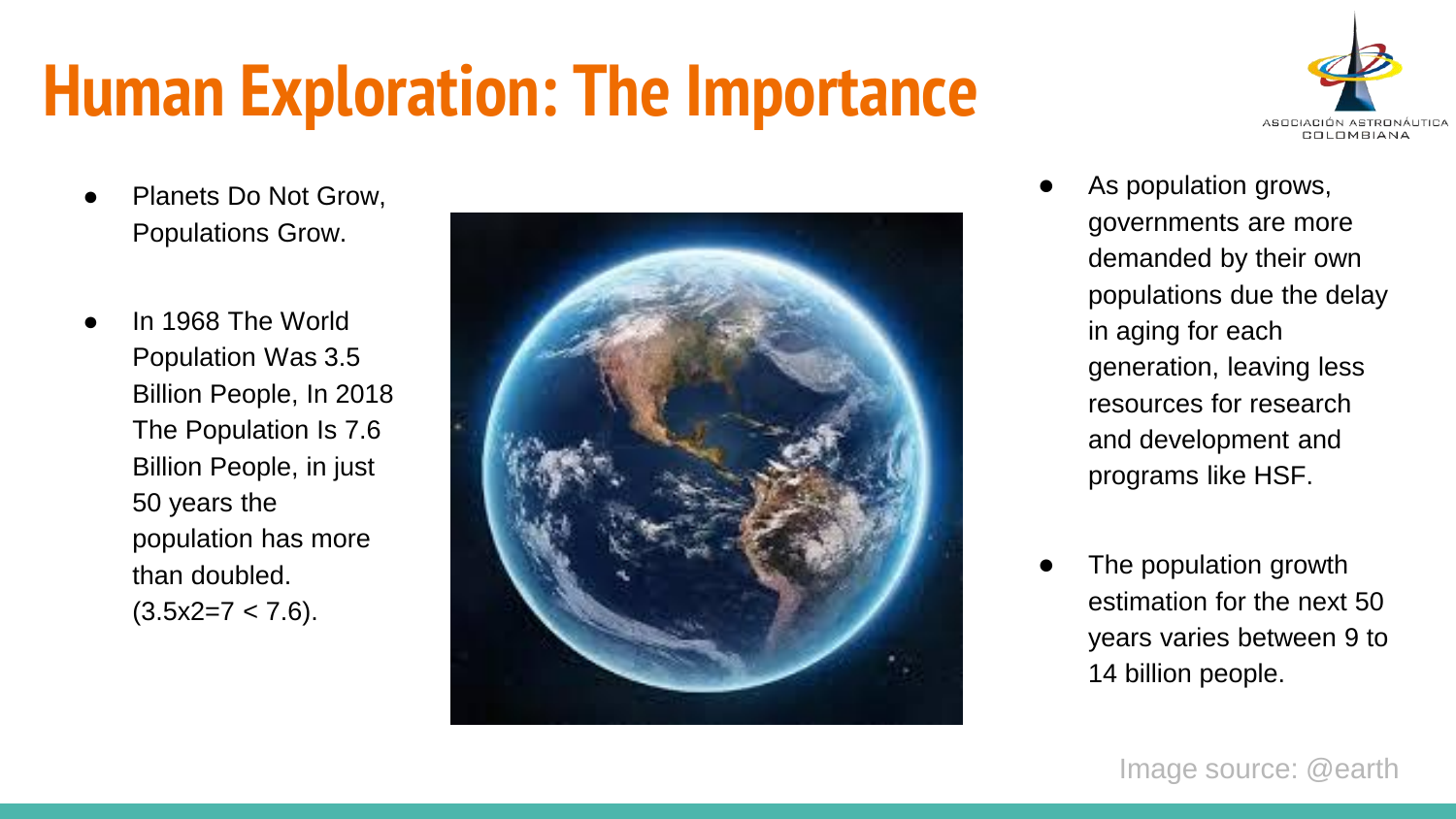# Human Exploration: The Importance

- Planets Do Not Grow, Populations Grow.
- In 1968 The World Population Was 3.5 Billion People, In 2018 The Population Is 7.6 Billion People, in just 50 years the population has more than doubled. $(3.5x2=7 < 7.6)$.

- As population grows, governments are more demanded by their own populations due the delay in aging for each generation, leaving less resources for research and development and programs like HSF.
- The population growth estimation for the next 50 years varies between 9 to 14 billion people.

Image source: @earth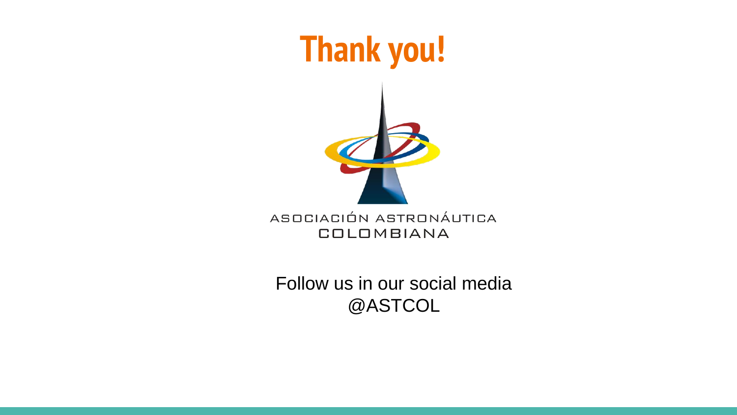# Thank you!

ASOCIACIÓN ASTRONÁUTICA
COLOMBIANA

Follow us in our social media
@ASTCOL